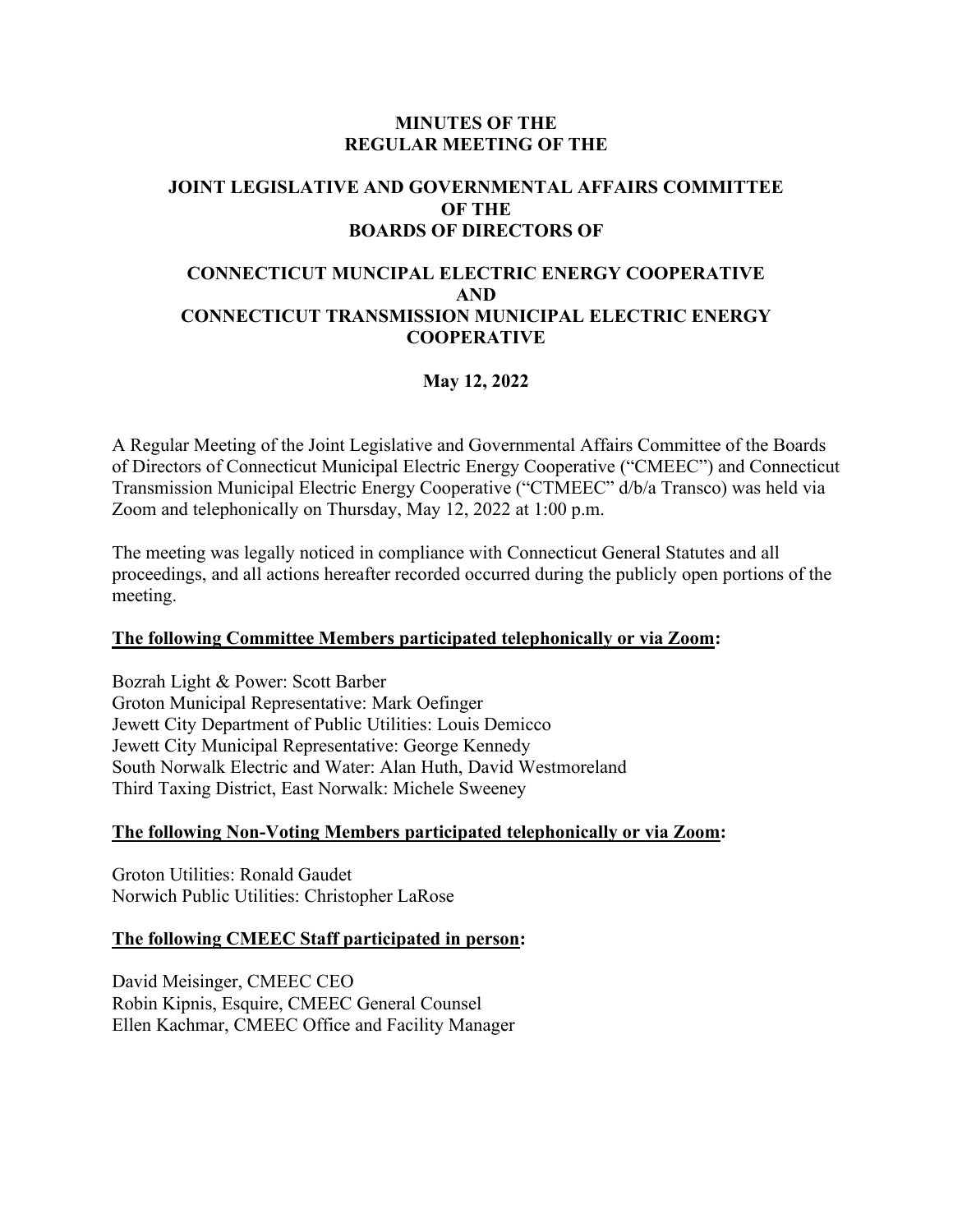# MINUTES OF THE REGULAR MEETING OF THE

# JOINT LEGISLATIVE AND GOVERNMENTAL AFFAIRS COMMITTEE OF THE BOARDS OF DIRECTORS OF

# CONNECTICUT MUNCIPAL ELECTRIC ENERGY COOPERATIVE AND CONNECTICUT TRANSMISSION MUNICIPAL ELECTRIC ENERGY COOPERATIVE

**May 12, 2022**

A Regular Meeting of the Joint Legislative and Governmental Affairs Committee of the Boards of Directors of Connecticut Municipal Electric Energy Cooperative ("CMEEC") and Connecticut Transmission Municipal Electric Energy Cooperative ("CTMEEC" d/b/a Transco) was held via Zoom and telephonically on Thursday, May 12, 2022 at 1:00 p.m.

The meeting was legally noticed in compliance with Connecticut General Statutes and all proceedings, and all actions hereafter recorded occurred during the publicly open portions of the meeting.

**The following Committee Members participated telephonically or via Zoom:**

Bozrah Light & Power: Scott Barber
Groton Municipal Representative: Mark Oefinger
Jewett City Department of Public Utilities: Louis Demicco
Jewett City Municipal Representative: George Kennedy
South Norwalk Electric and Water: Alan Huth, David Westmoreland
Third Taxing District, East Norwalk: Michele Sweeney

**The following Non-Voting Members participated telephonically or via Zoom:**

Groton Utilities: Ronald Gaudet
Norwich Public Utilities: Christopher LaRose

**The following CMEEC Staff participated in person:**

David Meisinger, CMEEC CEO
Robin Kipnis, Esquire, CMEEC General Counsel
Ellen Kachmar, CMEEC Office and Facility Manager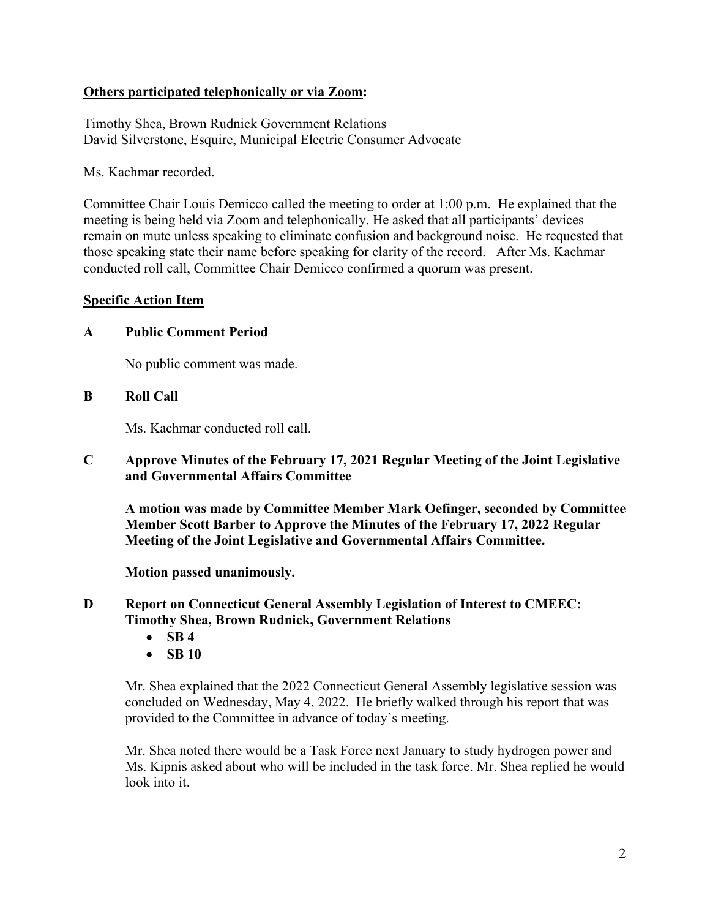**Others participated telephonically or via Zoom:**

Timothy Shea, Brown Rudnick Government Relations
David Silverstone, Esquire, Municipal Electric Consumer Advocate

Ms. Kachmar recorded.

Committee Chair Louis Demicco called the meeting to order at 1:00 p.m. He explained that the meeting is being held via Zoom and telephonically. He asked that all participants' devices remain on mute unless speaking to eliminate confusion and background noise. He requested that those speaking state their name before speaking for clarity of the record. After Ms. Kachmar conducted roll call, Committee Chair Demicco confirmed a quorum was present.

**Specific Action Item**

**A Public Comment Period**

No public comment was made.

**B Roll Call**

Ms. Kachmar conducted roll call.

**C Approve Minutes of the February 17, 2021 Regular Meeting of the Joint Legislative and Governmental Affairs Committee**

**A motion was made by Committee Member Mark Oefinger, seconded by Committee Member Scott Barber to Approve the Minutes of the February 17, 2022 Regular Meeting of the Joint Legislative and Governmental Affairs Committee.**

**Motion passed unanimously.**

**D Report on Connecticut General Assembly Legislation of Interest to CMEEC: Timothy Shea, Brown Rudnick, Government Relations**

- **SB 4**
- **SB 10**

Mr. Shea explained that the 2022 Connecticut General Assembly legislative session was concluded on Wednesday, May 4, 2022. He briefly walked through his report that was provided to the Committee in advance of today's meeting.

Mr. Shea noted there would be a Task Force next January to study hydrogen power and Ms. Kipnis asked about who will be included in the task force. Mr. Shea replied he would look into it.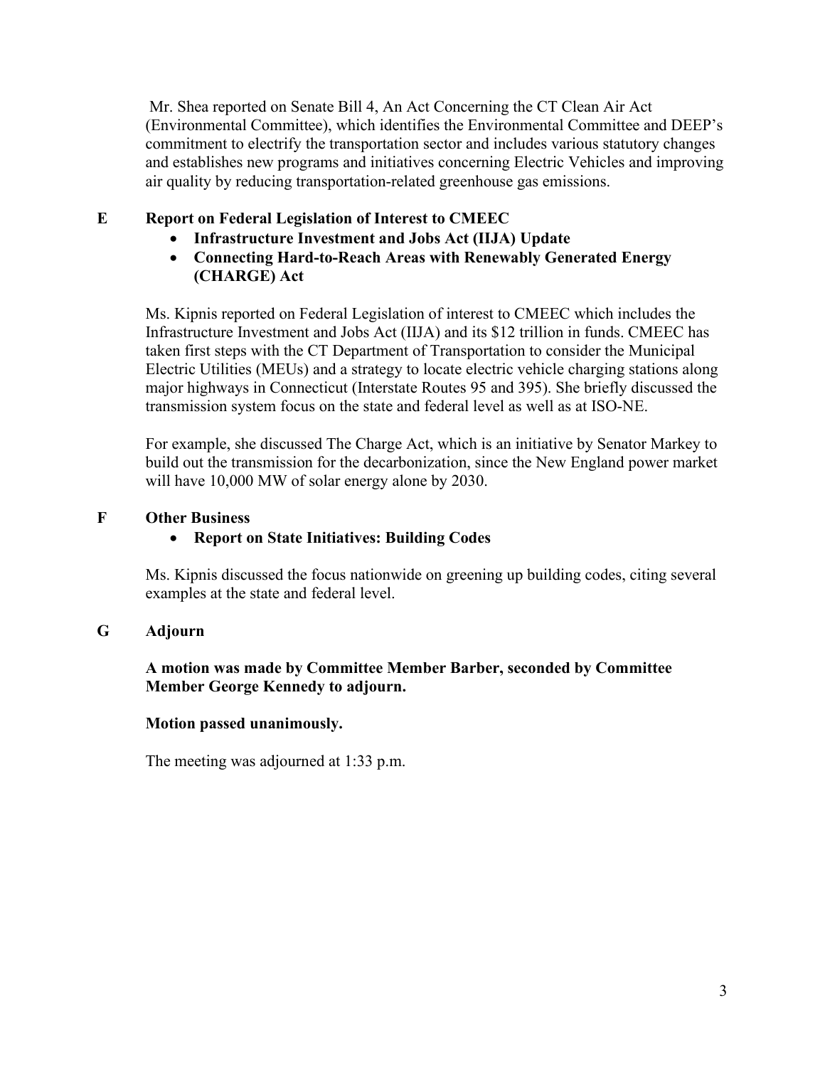Mr. Shea reported on Senate Bill 4, An Act Concerning the CT Clean Air Act (Environmental Committee), which identifies the Environmental Committee and DEEP's commitment to electrify the transportation sector and includes various statutory changes and establishes new programs and initiatives concerning Electric Vehicles and improving air quality by reducing transportation-related greenhouse gas emissions.

**E Report on Federal Legislation of Interest to CMEEC**

- **Infrastructure Investment and Jobs Act (IIJA) Update**
- **Connecting Hard-to-Reach Areas with Renewably Generated Energy (CHARGE) Act**

Ms. Kipnis reported on Federal Legislation of interest to CMEEC which includes the Infrastructure Investment and Jobs Act (IIJA) and its $12 trillion in funds. CMEEC has taken first steps with the CT Department of Transportation to consider the Municipal Electric Utilities (MEUs) and a strategy to locate electric vehicle charging stations along major highways in Connecticut (Interstate Routes 95 and 395). She briefly discussed the transmission system focus on the state and federal level as well as at ISO-NE.

For example, she discussed The Charge Act, which is an initiative by Senator Markey to build out the transmission for the decarbonization, since the New England power market will have 10,000 MW of solar energy alone by 2030.

**F Other Business**

- **Report on State Initiatives: Building Codes**

Ms. Kipnis discussed the focus nationwide on greening up building codes, citing several examples at the state and federal level.

**G Adjourn**

**A motion was made by Committee Member Barber, seconded by Committee Member George Kennedy to adjourn.**

**Motion passed unanimously.**

The meeting was adjourned at 1:33 p.m.